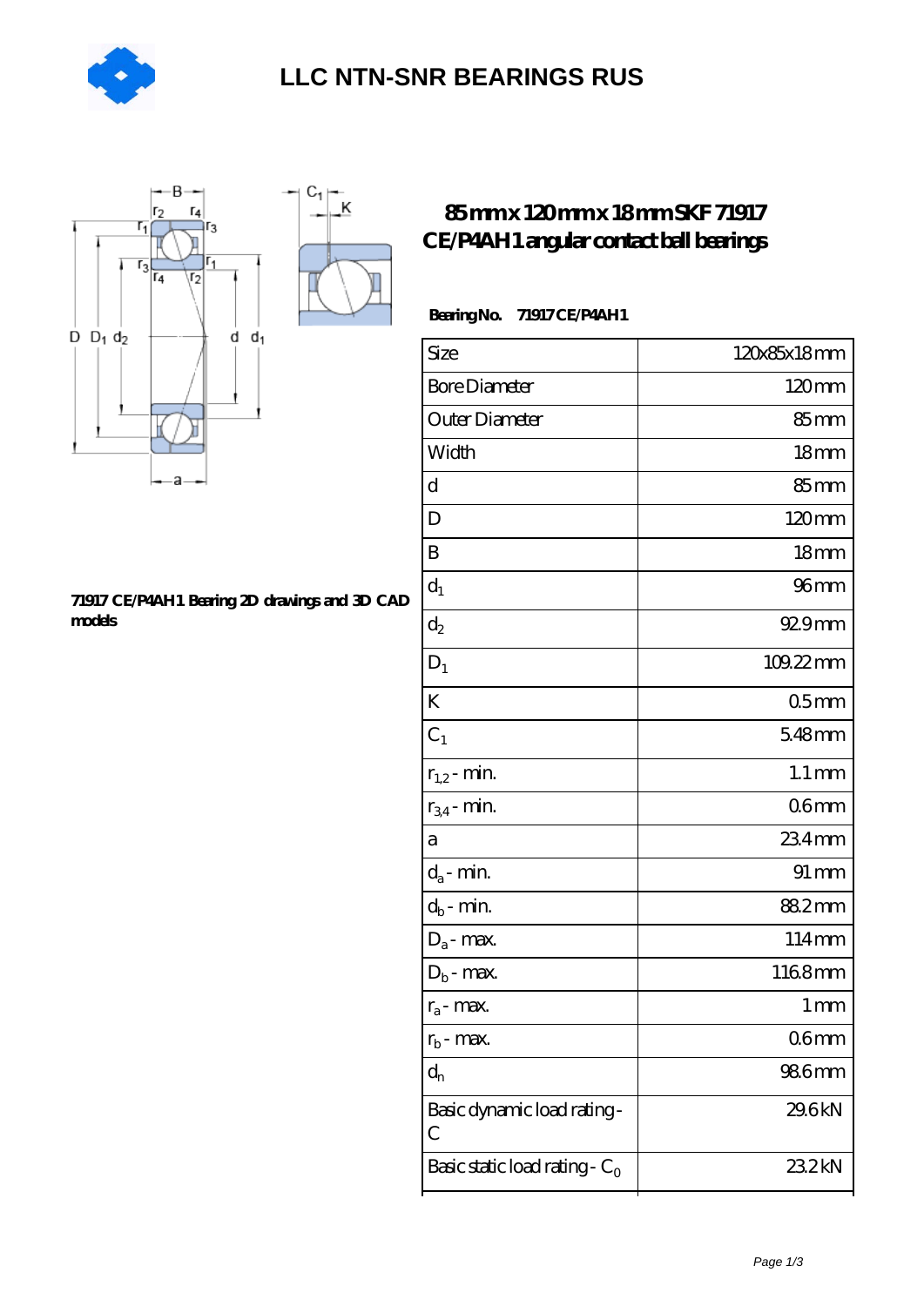# LLC NTN-SNR BEARINGS RUS

## 85 mm x 120 mm x 18 mm SKF 71917 CE/P4AH1 angular contact ball bearings

**Bearing No. 71917 CE/P4AH1**

| Size | 120x85x18 mm |
|---|---|
| Bore Diameter | 120 mm |
| Outer Diameter | 85 mm |
| Width | 18 mm |
| d | 85 mm |
| D | 120 mm |
| B | 18 mm |
| $d_1$ | 96 mm |
| $d_2$ | 92.9 mm |
| $D_1$ | 109.22 mm |
| K | 0.5 mm |
| $C_1$ | 5.48 mm |
| $r_{1,2}$ - min. | 1.1 mm |
| $r_{3,4}$ - min. | 0.6 mm |
| a | 23.4 mm |
| $d_a$ - min. | 91 mm |
| $d_b$ - min. | 88.2 mm |
| $D_a$ - max. | 114 mm |
| $D_b$ - max. | 116.8 mm |
| $r_a$ - max. | 1 mm |
| $r_b$ - max. | 0.6 mm |
| $d_n$ | 98.6 mm |
| Basic dynamic load rating - C | 29.6 kN |
| Basic static load rating - $C_0$ | 23.2 kN |

**71917 CE/P4AH1 Bearing 2D drawings and 3D CAD models**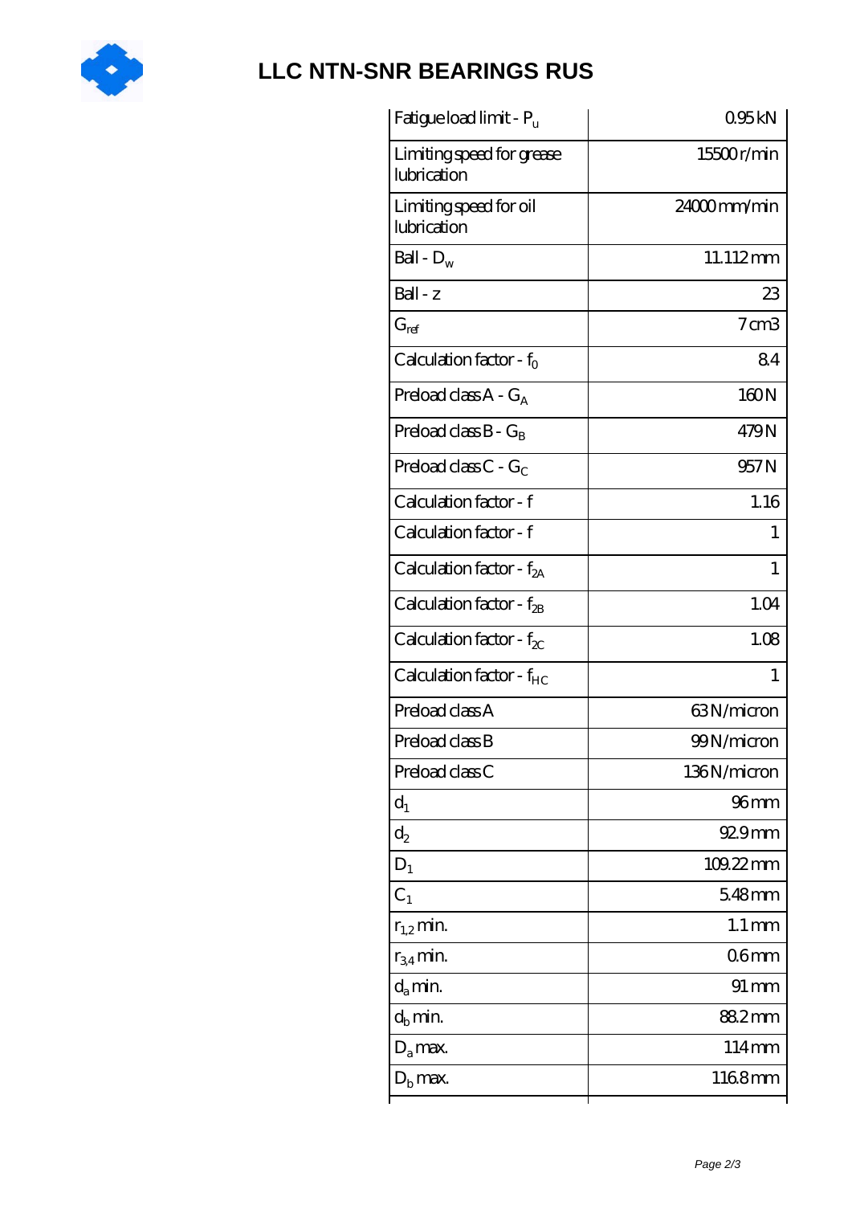| Fatigue load limit - $P_u$ | 0.95 kN |
| --- | --- |
| Limiting speed for grease lubrication | 15500 r/min |
| Limiting speed for oil lubrication | 24000 mm/min |
| Ball - $D_w$ | 11.112 mm |
| Ball - z | 23 |
| $G_{ref}$ | 7 cm3 |
| Calculation factor - $f_0$ | 8.4 |
| Preload class A - $G_A$ | 160 N |
| Preload class B - $G_B$ | 479 N |
| Preload class C - $G_C$ | 957 N |
| Calculation factor - f | 1.16 |
| Calculation factor - f | 1 |
| Calculation factor - $f_{2A}$ | 1 |
| Calculation factor - $f_{2B}$ | 1.04 |
| Calculation factor - $f_{2C}$ | 1.08 |
| Calculation factor - $f_{HC}$ | 1 |
| Preload class A | 63 N/micron |
| Preload class B | 99 N/micron |
| Preload class C | 136 N/micron |
| $d_1$ | 96 mm |
| $d_2$ | 92.9 mm |
| $D_1$ | 109.22 mm |
| $C_1$ | 5.48 mm |
| $r_{1,2}$ min. | 1.1 mm |
| $r_{3,4}$ min. | 0.6 mm |
| $d_a$ min. | 91 mm |
| $d_b$ min. | 88.2 mm |
| $D_a$ max. | 114 mm |
| $D_b$ max. | 116.8 mm |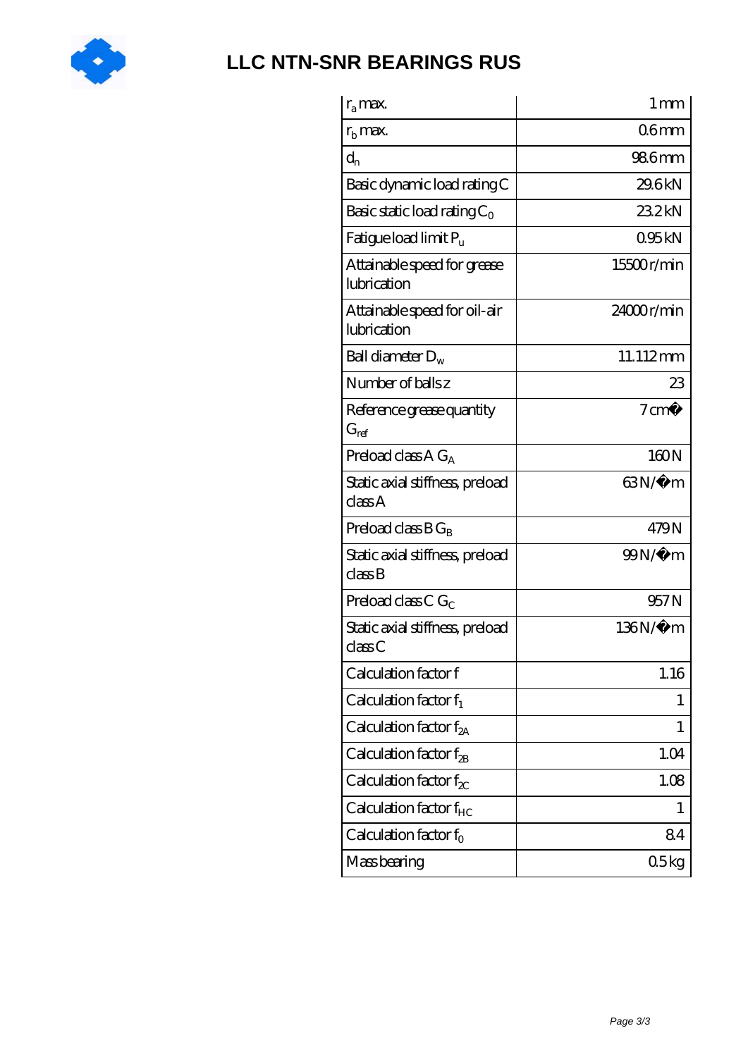# LLC NTN-SNR BEARINGS RUS

| | |
|---|---|
| $r_a$ max. | 1 mm |
| $r_b$ max. | 0.6 mm |
| $d_n$ | 98.6 mm |
| Basic dynamic load rating C | 29.6 kN |
| Basic static load rating $C_0$ | 23.2 kN |
| Fatigue load limit $P_u$ | 0.95 kN |
| Attainable speed for grease lubrication | 15500 r/min |
| Attainable speed for oil-air lubrication | 24000 r/min |
| Ball diameter $D_w$ | 11.112 mm |
| Number of balls z | 23 |
| Reference grease quantity $G_{ref}$ | 7 cm� |
| Preload class A $G_A$ | 160 N |
| Static axial stiffness, preload class A | 63 N/�m |
| Preload class B $G_B$ | 479 N |
| Static axial stiffness, preload class B | 99 N/�m |
| Preload class C $G_C$ | 957 N |
| Static axial stiffness, preload class C | 136 N/�m |
| Calculation factor f | 1.16 |
| Calculation factor $f_1$ | 1 |
| Calculation factor $f_{2A}$ | 1 |
| Calculation factor $f_{2B}$ | 1.04 |
| Calculation factor $f_{2C}$ | 1.08 |
| Calculation factor $f_{HC}$ | 1 |
| Calculation factor $f_0$ | 8.4 |
| Mass bearing | 0.5 kg |